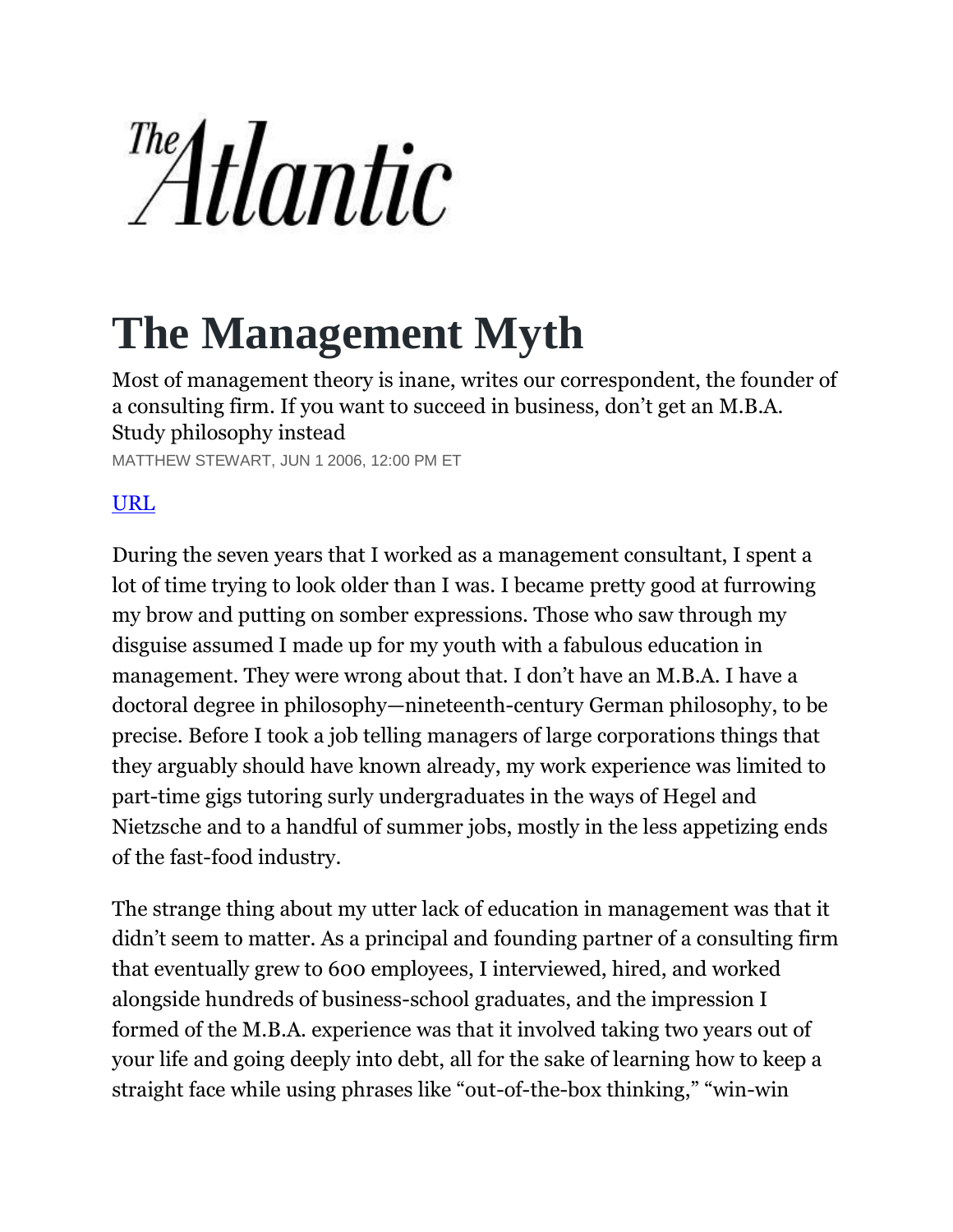The Atlantic

# The Management Myth

Most of management theory is inane, writes our correspondent, the founder of a consulting firm. If you want to succeed in business, don't get an M.B.A. Study philosophy instead

MATTHEW STEWART, JUN 1 2006, 12:00 PM ET

URL

During the seven years that I worked as a management consultant, I spent a lot of time trying to look older than I was. I became pretty good at furrowing my brow and putting on somber expressions. Those who saw through my disguise assumed I made up for my youth with a fabulous education in management. They were wrong about that. I don't have an M.B.A. I have a doctoral degree in philosophy—nineteenth-century German philosophy, to be precise. Before I took a job telling managers of large corporations things that they arguably should have known already, my work experience was limited to part-time gigs tutoring surly undergraduates in the ways of Hegel and Nietzsche and to a handful of summer jobs, mostly in the less appetizing ends of the fast-food industry.

The strange thing about my utter lack of education in management was that it didn't seem to matter. As a principal and founding partner of a consulting firm that eventually grew to 600 employees, I interviewed, hired, and worked alongside hundreds of business-school graduates, and the impression I formed of the M.B.A. experience was that it involved taking two years out of your life and going deeply into debt, all for the sake of learning how to keep a straight face while using phrases like "out-of-the-box thinking," "win-win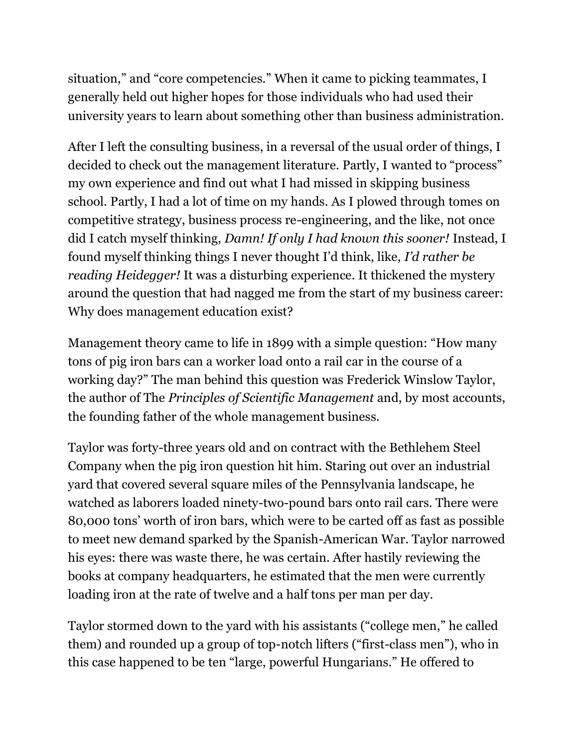situation," and "core competencies." When it came to picking teammates, I generally held out higher hopes for those individuals who had used their university years to learn about something other than business administration.

After I left the consulting business, in a reversal of the usual order of things, I decided to check out the management literature. Partly, I wanted to "process" my own experience and find out what I had missed in skipping business school. Partly, I had a lot of time on my hands. As I plowed through tomes on competitive strategy, business process re-engineering, and the like, not once did I catch myself thinking, *Damn! If only I had known this sooner!* Instead, I found myself thinking things I never thought I'd think, like, *I'd rather be reading Heidegger!* It was a disturbing experience. It thickened the mystery around the question that had nagged me from the start of my business career: Why does management education exist?

Management theory came to life in 1899 with a simple question: "How many tons of pig iron bars can a worker load onto a rail car in the course of a working day?" The man behind this question was Frederick Winslow Taylor, the author of The *Principles of Scientific Management* and, by most accounts, the founding father of the whole management business.

Taylor was forty-three years old and on contract with the Bethlehem Steel Company when the pig iron question hit him. Staring out over an industrial yard that covered several square miles of the Pennsylvania landscape, he watched as laborers loaded ninety-two-pound bars onto rail cars. There were 80,000 tons' worth of iron bars, which were to be carted off as fast as possible to meet new demand sparked by the Spanish-American War. Taylor narrowed his eyes: there was waste there, he was certain. After hastily reviewing the books at company headquarters, he estimated that the men were currently loading iron at the rate of twelve and a half tons per man per day.

Taylor stormed down to the yard with his assistants ("college men," he called them) and rounded up a group of top-notch lifters ("first-class men"), who in this case happened to be ten "large, powerful Hungarians." He offered to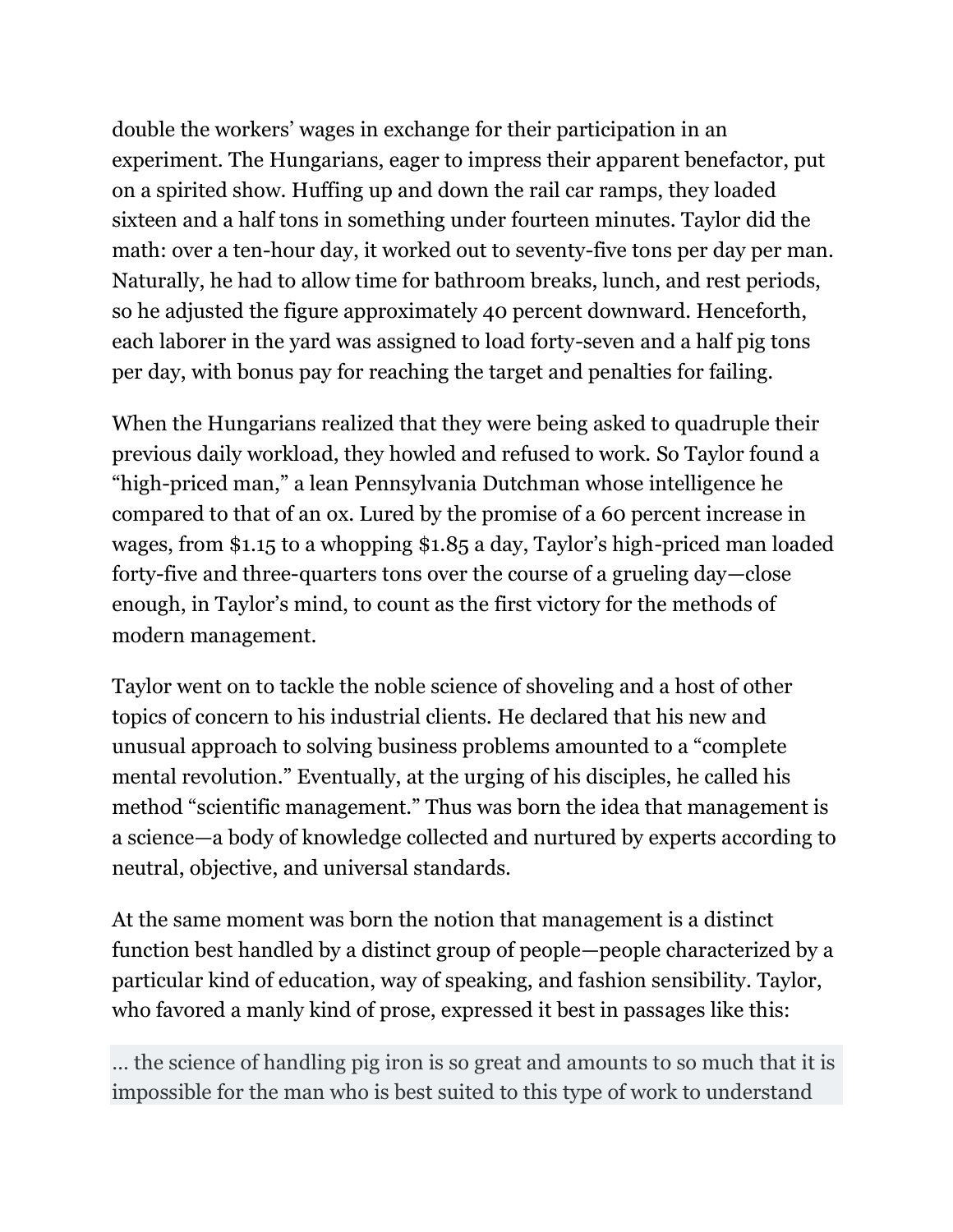double the workers' wages in exchange for their participation in an experiment. The Hungarians, eager to impress their apparent benefactor, put on a spirited show. Huffing up and down the rail car ramps, they loaded sixteen and a half tons in something under fourteen minutes. Taylor did the math: over a ten-hour day, it worked out to seventy-five tons per day per man. Naturally, he had to allow time for bathroom breaks, lunch, and rest periods, so he adjusted the figure approximately 40 percent downward. Henceforth, each laborer in the yard was assigned to load forty-seven and a half pig tons per day, with bonus pay for reaching the target and penalties for failing.

When the Hungarians realized that they were being asked to quadruple their previous daily workload, they howled and refused to work. So Taylor found a "high-priced man," a lean Pennsylvania Dutchman whose intelligence he compared to that of an ox. Lured by the promise of a 60 percent increase in wages, from $1.15 to a whopping $1.85 a day, Taylor's high-priced man loaded forty-five and three-quarters tons over the course of a grueling day—close enough, in Taylor's mind, to count as the first victory for the methods of modern management.

Taylor went on to tackle the noble science of shoveling and a host of other topics of concern to his industrial clients. He declared that his new and unusual approach to solving business problems amounted to a "complete mental revolution." Eventually, at the urging of his disciples, he called his method "scientific management." Thus was born the idea that management is a science—a body of knowledge collected and nurtured by experts according to neutral, objective, and universal standards.

At the same moment was born the notion that management is a distinct function best handled by a distinct group of people—people characterized by a particular kind of education, way of speaking, and fashion sensibility. Taylor, who favored a manly kind of prose, expressed it best in passages like this:

> ... the science of handling pig iron is so great and amounts to so much that it is impossible for the man who is best suited to this type of work to understand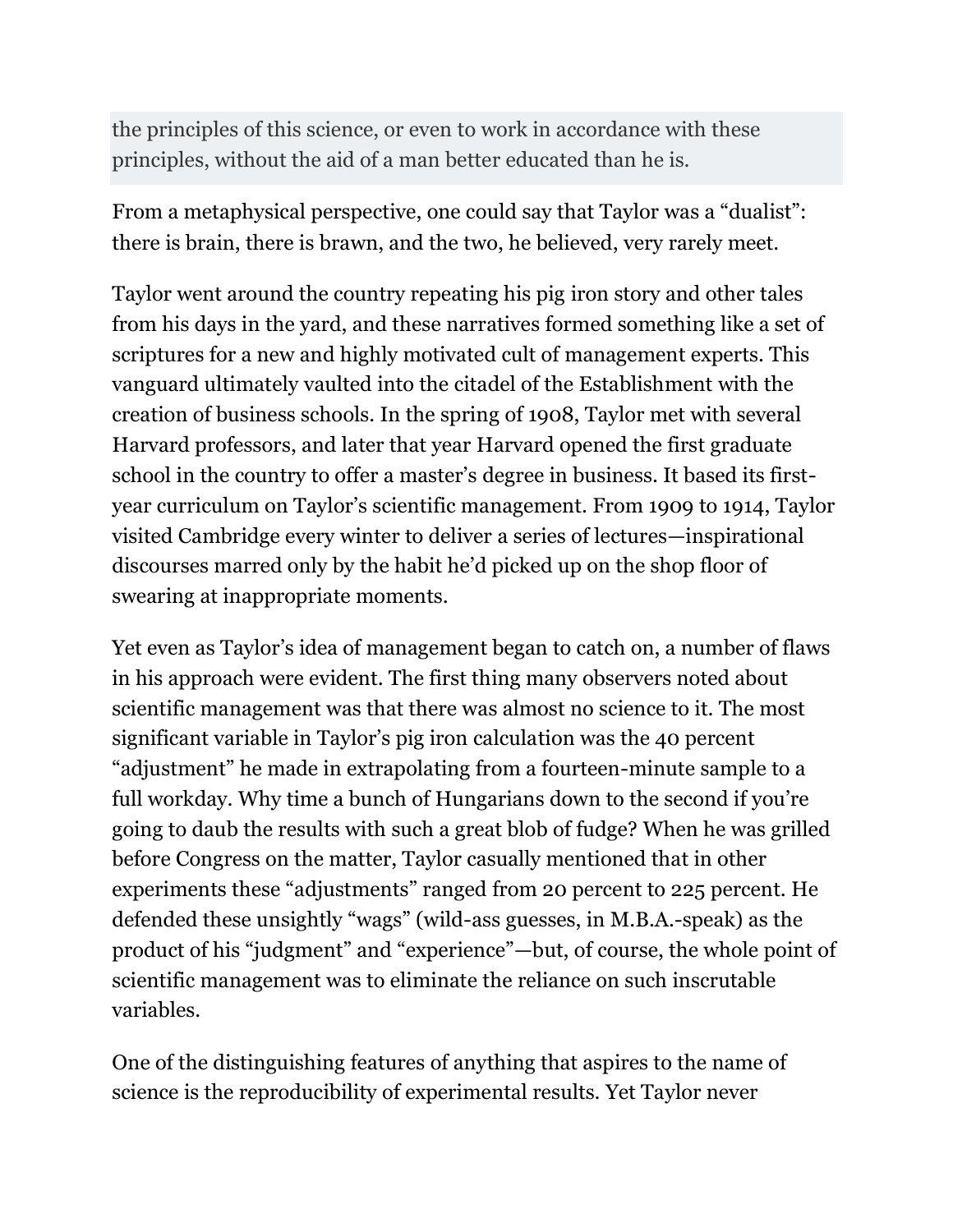> the principles of this science, or even to work in accordance with these principles, without the aid of a man better educated than he is.

From a metaphysical perspective, one could say that Taylor was a “dualist”: there is brain, there is brawn, and the two, he believed, very rarely meet.

Taylor went around the country repeating his pig iron story and other tales from his days in the yard, and these narratives formed something like a set of scriptures for a new and highly motivated cult of management experts. This vanguard ultimately vaulted into the citadel of the Establishment with the creation of business schools. In the spring of 1908, Taylor met with several Harvard professors, and later that year Harvard opened the first graduate school in the country to offer a master’s degree in business. It based its first-year curriculum on Taylor’s scientific management. From 1909 to 1914, Taylor visited Cambridge every winter to deliver a series of lectures—inspirational discourses marred only by the habit he’d picked up on the shop floor of swearing at inappropriate moments.

Yet even as Taylor’s idea of management began to catch on, a number of flaws in his approach were evident. The first thing many observers noted about scientific management was that there was almost no science to it. The most significant variable in Taylor’s pig iron calculation was the 40 percent “adjustment” he made in extrapolating from a fourteen-minute sample to a full workday. Why time a bunch of Hungarians down to the second if you’re going to daub the results with such a great blob of fudge? When he was grilled before Congress on the matter, Taylor casually mentioned that in other experiments these “adjustments” ranged from 20 percent to 225 percent. He defended these unsightly “wags” (wild-ass guesses, in M.B.A.-speak) as the product of his “judgment” and “experience”—but, of course, the whole point of scientific management was to eliminate the reliance on such inscrutable variables.

One of the distinguishing features of anything that aspires to the name of science is the reproducibility of experimental results. Yet Taylor never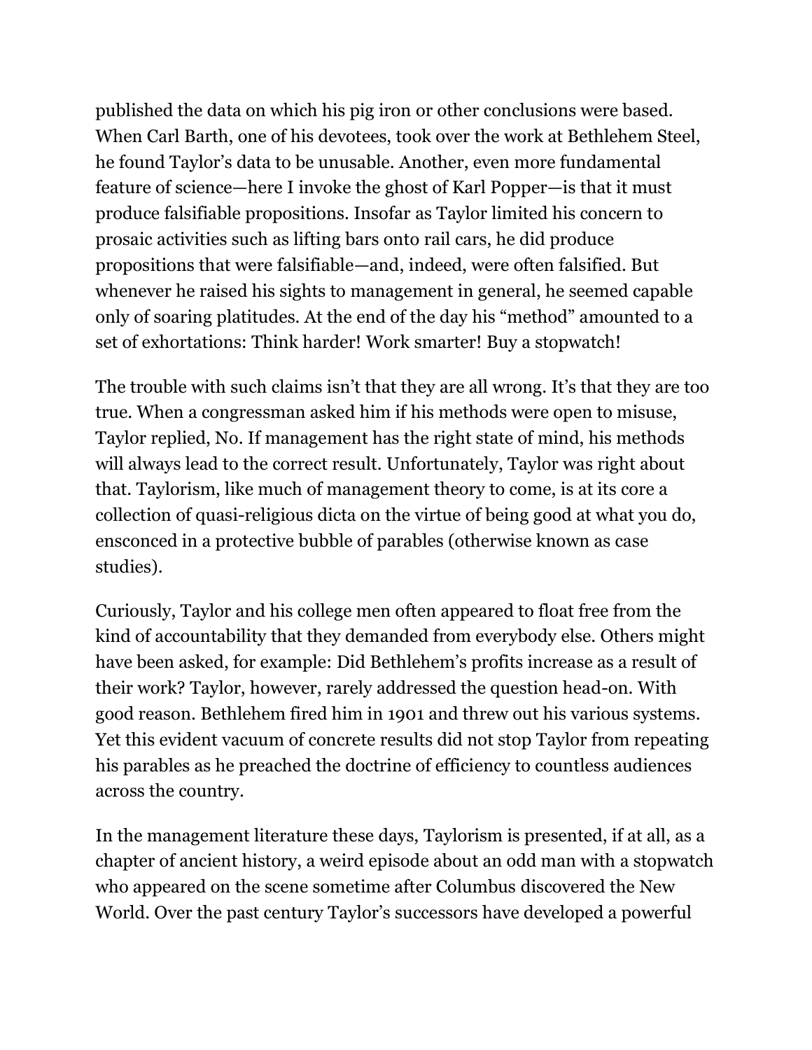published the data on which his pig iron or other conclusions were based. When Carl Barth, one of his devotees, took over the work at Bethlehem Steel, he found Taylor's data to be unusable. Another, even more fundamental feature of science—here I invoke the ghost of Karl Popper—is that it must produce falsifiable propositions. Insofar as Taylor limited his concern to prosaic activities such as lifting bars onto rail cars, he did produce propositions that were falsifiable—and, indeed, were often falsified. But whenever he raised his sights to management in general, he seemed capable only of soaring platitudes. At the end of the day his "method" amounted to a set of exhortations: Think harder! Work smarter! Buy a stopwatch!

The trouble with such claims isn't that they are all wrong. It's that they are too true. When a congressman asked him if his methods were open to misuse, Taylor replied, No. If management has the right state of mind, his methods will always lead to the correct result. Unfortunately, Taylor was right about that. Taylorism, like much of management theory to come, is at its core a collection of quasi-religious dicta on the virtue of being good at what you do, ensconced in a protective bubble of parables (otherwise known as case studies).

Curiously, Taylor and his college men often appeared to float free from the kind of accountability that they demanded from everybody else. Others might have been asked, for example: Did Bethlehem's profits increase as a result of their work? Taylor, however, rarely addressed the question head-on. With good reason. Bethlehem fired him in 1901 and threw out his various systems. Yet this evident vacuum of concrete results did not stop Taylor from repeating his parables as he preached the doctrine of efficiency to countless audiences across the country.

In the management literature these days, Taylorism is presented, if at all, as a chapter of ancient history, a weird episode about an odd man with a stopwatch who appeared on the scene sometime after Columbus discovered the New World. Over the past century Taylor's successors have developed a powerful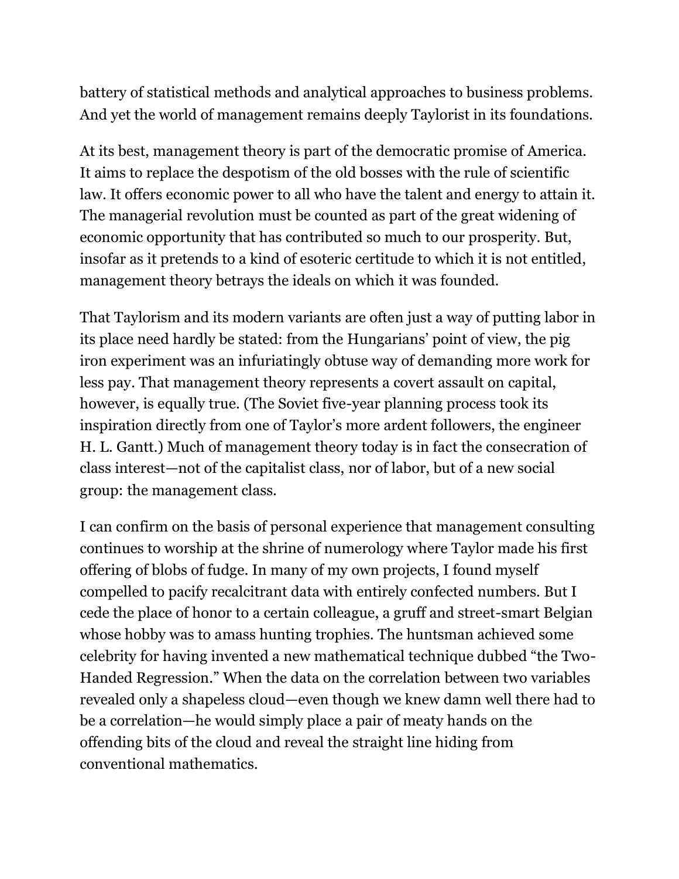battery of statistical methods and analytical approaches to business problems. And yet the world of management remains deeply Taylorist in its foundations.

At its best, management theory is part of the democratic promise of America. It aims to replace the despotism of the old bosses with the rule of scientific law. It offers economic power to all who have the talent and energy to attain it. The managerial revolution must be counted as part of the great widening of economic opportunity that has contributed so much to our prosperity. But, insofar as it pretends to a kind of esoteric certitude to which it is not entitled, management theory betrays the ideals on which it was founded.

That Taylorism and its modern variants are often just a way of putting labor in its place need hardly be stated: from the Hungarians' point of view, the pig iron experiment was an infuriatingly obtuse way of demanding more work for less pay. That management theory represents a covert assault on capital, however, is equally true. (The Soviet five-year planning process took its inspiration directly from one of Taylor's more ardent followers, the engineer H. L. Gantt.) Much of management theory today is in fact the consecration of class interest—not of the capitalist class, nor of labor, but of a new social group: the management class.

I can confirm on the basis of personal experience that management consulting continues to worship at the shrine of numerology where Taylor made his first offering of blobs of fudge. In many of my own projects, I found myself compelled to pacify recalcitrant data with entirely confected numbers. But I cede the place of honor to a certain colleague, a gruff and street-smart Belgian whose hobby was to amass hunting trophies. The huntsman achieved some celebrity for having invented a new mathematical technique dubbed "the Two-Handed Regression." When the data on the correlation between two variables revealed only a shapeless cloud—even though we knew damn well there had to be a correlation—he would simply place a pair of meaty hands on the offending bits of the cloud and reveal the straight line hiding from conventional mathematics.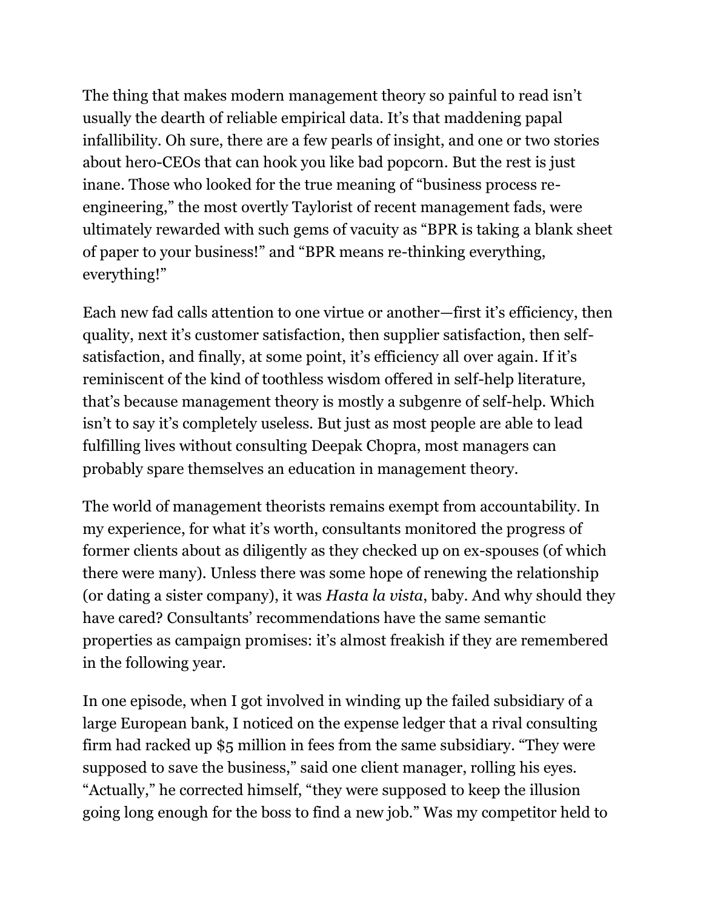The thing that makes modern management theory so painful to read isn't usually the dearth of reliable empirical data. It's that maddening papal infallibility. Oh sure, there are a few pearls of insight, and one or two stories about hero-CEOs that can hook you like bad popcorn. But the rest is just inane. Those who looked for the true meaning of "business process re-engineering," the most overtly Taylorist of recent management fads, were ultimately rewarded with such gems of vacuity as "BPR is taking a blank sheet of paper to your business!" and "BPR means re-thinking everything, everything!"

Each new fad calls attention to one virtue or another—first it's efficiency, then quality, next it's customer satisfaction, then supplier satisfaction, then self-satisfaction, and finally, at some point, it's efficiency all over again. If it's reminiscent of the kind of toothless wisdom offered in self-help literature, that's because management theory is mostly a subgenre of self-help. Which isn't to say it's completely useless. But just as most people are able to lead fulfilling lives without consulting Deepak Chopra, most managers can probably spare themselves an education in management theory.

The world of management theorists remains exempt from accountability. In my experience, for what it's worth, consultants monitored the progress of former clients about as diligently as they checked up on ex-spouses (of which there were many). Unless there was some hope of renewing the relationship (or dating a sister company), it was *Hasta la vista*, baby. And why should they have cared? Consultants' recommendations have the same semantic properties as campaign promises: it's almost freakish if they are remembered in the following year.

In one episode, when I got involved in winding up the failed subsidiary of a large European bank, I noticed on the expense ledger that a rival consulting firm had racked up $5 million in fees from the same subsidiary. "They were supposed to save the business," said one client manager, rolling his eyes. "Actually," he corrected himself, "they were supposed to keep the illusion going long enough for the boss to find a new job." Was my competitor held to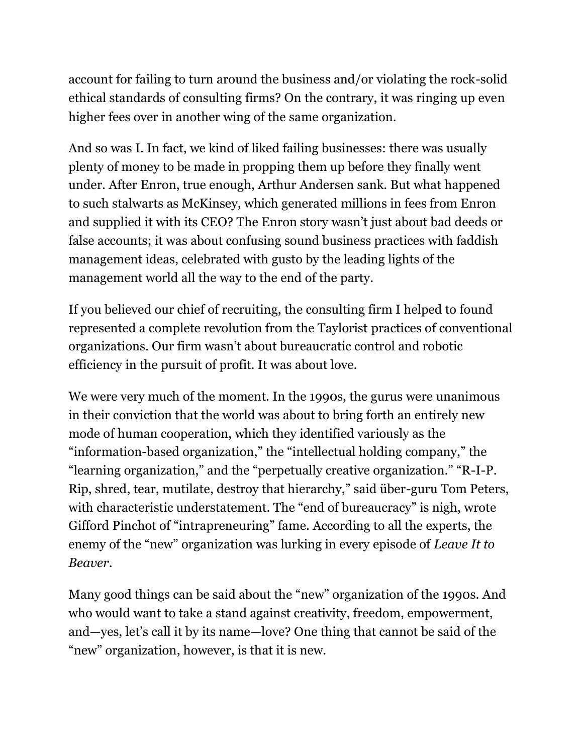account for failing to turn around the business and/or violating the rock-solid ethical standards of consulting firms? On the contrary, it was ringing up even higher fees over in another wing of the same organization.

And so was I. In fact, we kind of liked failing businesses: there was usually plenty of money to be made in propping them up before they finally went under. After Enron, true enough, Arthur Andersen sank. But what happened to such stalwarts as McKinsey, which generated millions in fees from Enron and supplied it with its CEO? The Enron story wasn't just about bad deeds or false accounts; it was about confusing sound business practices with faddish management ideas, celebrated with gusto by the leading lights of the management world all the way to the end of the party.

If you believed our chief of recruiting, the consulting firm I helped to found represented a complete revolution from the Taylorist practices of conventional organizations. Our firm wasn't about bureaucratic control and robotic efficiency in the pursuit of profit. It was about love.

We were very much of the moment. In the 1990s, the gurus were unanimous in their conviction that the world was about to bring forth an entirely new mode of human cooperation, which they identified variously as the "information-based organization," the "intellectual holding company," the "learning organization," and the "perpetually creative organization." "R-I-P. Rip, shred, tear, mutilate, destroy that hierarchy," said über-guru Tom Peters, with characteristic understatement. The "end of bureaucracy" is nigh, wrote Gifford Pinchot of "intrapreneuring" fame. According to all the experts, the enemy of the "new" organization was lurking in every episode of *Leave It to Beaver*.

Many good things can be said about the "new" organization of the 1990s. And who would want to take a stand against creativity, freedom, empowerment, and—yes, let's call it by its name—love? One thing that cannot be said of the "new" organization, however, is that it is new.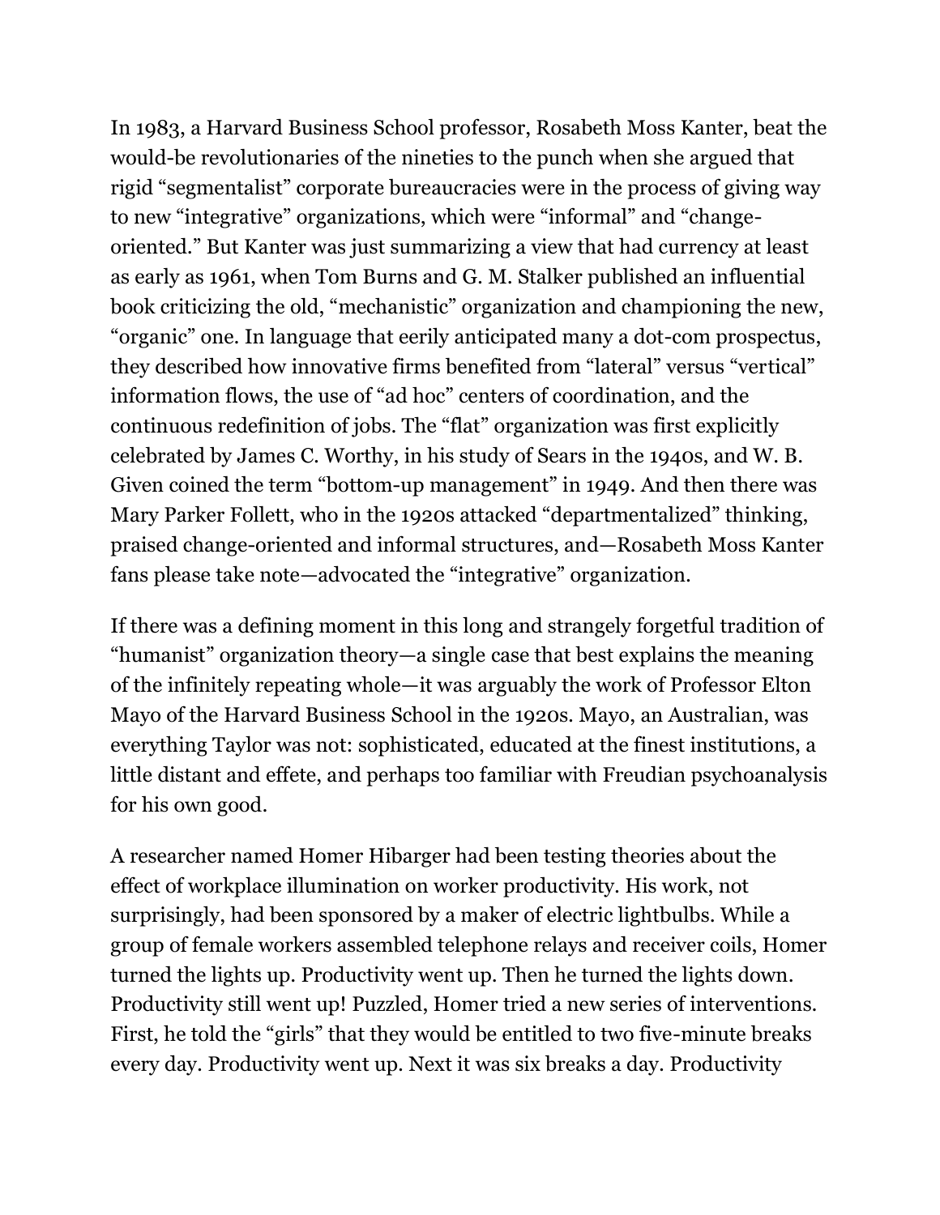In 1983, a Harvard Business School professor, Rosabeth Moss Kanter, beat the would-be revolutionaries of the nineties to the punch when she argued that rigid "segmentalist" corporate bureaucracies were in the process of giving way to new "integrative" organizations, which were "informal" and "change-oriented." But Kanter was just summarizing a view that had currency at least as early as 1961, when Tom Burns and G. M. Stalker published an influential book criticizing the old, "mechanistic" organization and championing the new, "organic" one. In language that eerily anticipated many a dot-com prospectus, they described how innovative firms benefited from "lateral" versus "vertical" information flows, the use of "ad hoc" centers of coordination, and the continuous redefinition of jobs. The "flat" organization was first explicitly celebrated by James C. Worthy, in his study of Sears in the 1940s, and W. B. Given coined the term "bottom-up management" in 1949. And then there was Mary Parker Follett, who in the 1920s attacked "departmentalized" thinking, praised change-oriented and informal structures, and—Rosabeth Moss Kanter fans please take note—advocated the "integrative" organization.

If there was a defining moment in this long and strangely forgetful tradition of "humanist" organization theory—a single case that best explains the meaning of the infinitely repeating whole—it was arguably the work of Professor Elton Mayo of the Harvard Business School in the 1920s. Mayo, an Australian, was everything Taylor was not: sophisticated, educated at the finest institutions, a little distant and effete, and perhaps too familiar with Freudian psychoanalysis for his own good.

A researcher named Homer Hibarger had been testing theories about the effect of workplace illumination on worker productivity. His work, not surprisingly, had been sponsored by a maker of electric lightbulbs. While a group of female workers assembled telephone relays and receiver coils, Homer turned the lights up. Productivity went up. Then he turned the lights down. Productivity still went up! Puzzled, Homer tried a new series of interventions. First, he told the "girls" that they would be entitled to two five-minute breaks every day. Productivity went up. Next it was six breaks a day. Productivity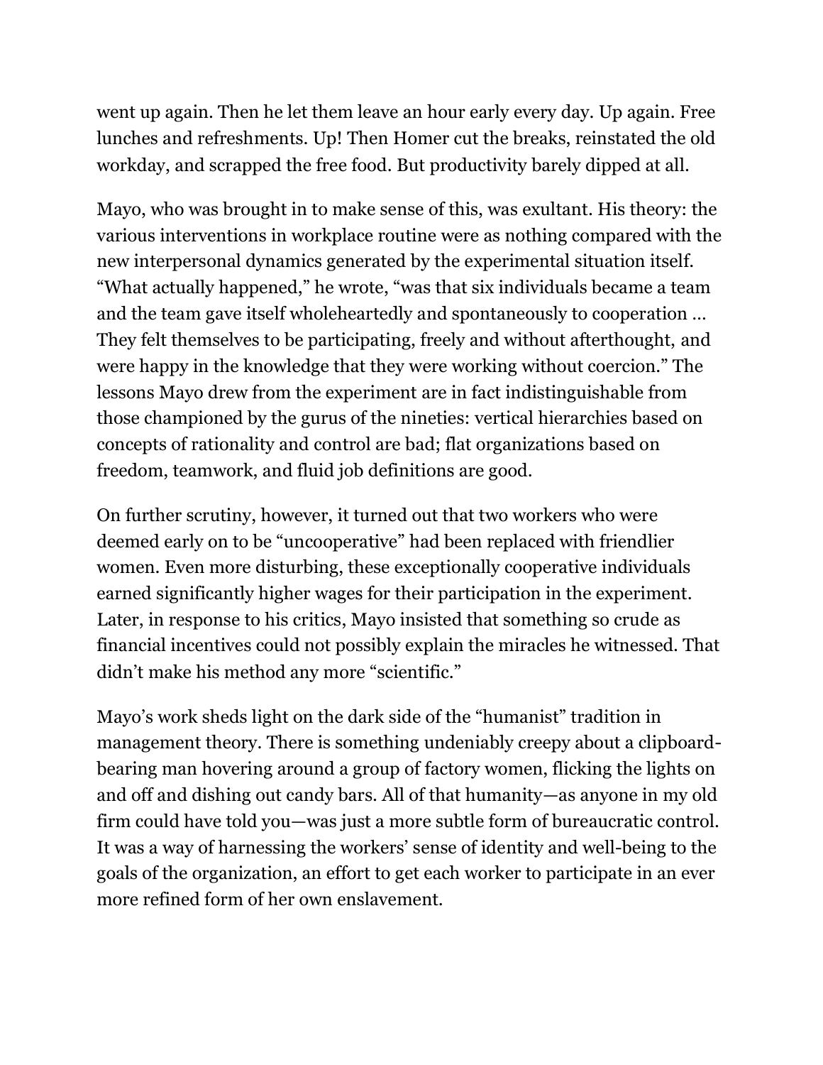went up again. Then he let them leave an hour early every day. Up again. Free lunches and refreshments. Up! Then Homer cut the breaks, reinstated the old workday, and scrapped the free food. But productivity barely dipped at all.

Mayo, who was brought in to make sense of this, was exultant. His theory: the various interventions in workplace routine were as nothing compared with the new interpersonal dynamics generated by the experimental situation itself. "What actually happened," he wrote, "was that six individuals became a team and the team gave itself wholeheartedly and spontaneously to cooperation … They felt themselves to be participating, freely and without afterthought, and were happy in the knowledge that they were working without coercion." The lessons Mayo drew from the experiment are in fact indistinguishable from those championed by the gurus of the nineties: vertical hierarchies based on concepts of rationality and control are bad; flat organizations based on freedom, teamwork, and fluid job definitions are good.

On further scrutiny, however, it turned out that two workers who were deemed early on to be "uncooperative" had been replaced with friendlier women. Even more disturbing, these exceptionally cooperative individuals earned significantly higher wages for their participation in the experiment. Later, in response to his critics, Mayo insisted that something so crude as financial incentives could not possibly explain the miracles he witnessed. That didn't make his method any more "scientific."

Mayo's work sheds light on the dark side of the "humanist" tradition in management theory. There is something undeniably creepy about a clipboard-bearing man hovering around a group of factory women, flicking the lights on and off and dishing out candy bars. All of that humanity—as anyone in my old firm could have told you—was just a more subtle form of bureaucratic control. It was a way of harnessing the workers' sense of identity and well-being to the goals of the organization, an effort to get each worker to participate in an ever more refined form of her own enslavement.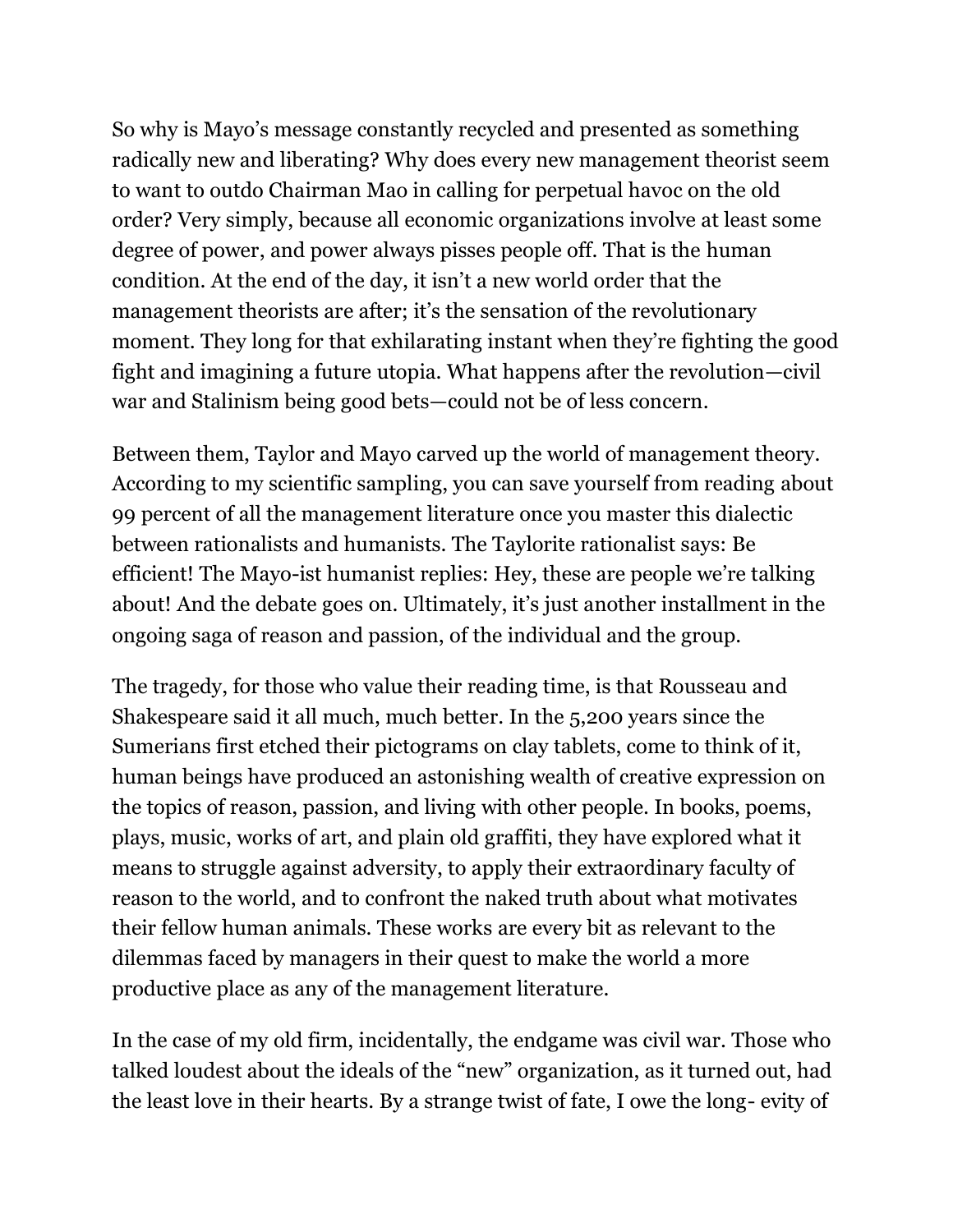So why is Mayo's message constantly recycled and presented as something radically new and liberating? Why does every new management theorist seem to want to outdo Chairman Mao in calling for perpetual havoc on the old order? Very simply, because all economic organizations involve at least some degree of power, and power always pisses people off. That is the human condition. At the end of the day, it isn't a new world order that the management theorists are after; it's the sensation of the revolutionary moment. They long for that exhilarating instant when they're fighting the good fight and imagining a future utopia. What happens after the revolution—civil war and Stalinism being good bets—could not be of less concern.

Between them, Taylor and Mayo carved up the world of management theory. According to my scientific sampling, you can save yourself from reading about 99 percent of all the management literature once you master this dialectic between rationalists and humanists. The Taylorite rationalist says: Be efficient! The Mayo-ist humanist replies: Hey, these are people we're talking about! And the debate goes on. Ultimately, it's just another installment in the ongoing saga of reason and passion, of the individual and the group.

The tragedy, for those who value their reading time, is that Rousseau and Shakespeare said it all much, much better. In the 5,200 years since the Sumerians first etched their pictograms on clay tablets, come to think of it, human beings have produced an astonishing wealth of creative expression on the topics of reason, passion, and living with other people. In books, poems, plays, music, works of art, and plain old graffiti, they have explored what it means to struggle against adversity, to apply their extraordinary faculty of reason to the world, and to confront the naked truth about what motivates their fellow human animals. These works are every bit as relevant to the dilemmas faced by managers in their quest to make the world a more productive place as any of the management literature.

In the case of my old firm, incidentally, the endgame was civil war. Those who talked loudest about the ideals of the "new" organization, as it turned out, had the least love in their hearts. By a strange twist of fate, I owe the long- evity of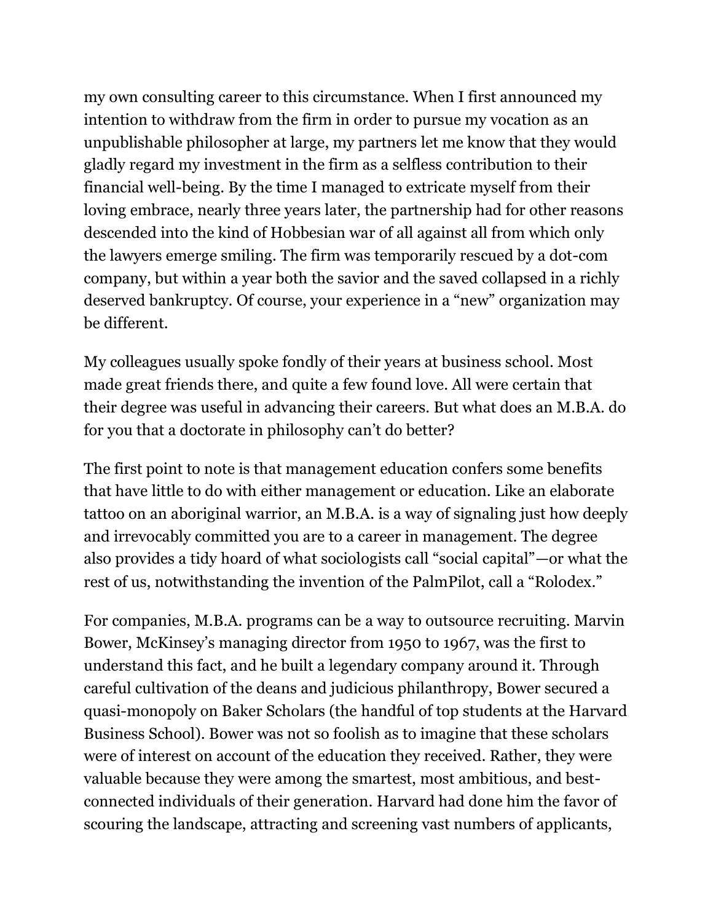my own consulting career to this circumstance. When I first announced my intention to withdraw from the firm in order to pursue my vocation as an unpublishable philosopher at large, my partners let me know that they would gladly regard my investment in the firm as a selfless contribution to their financial well-being. By the time I managed to extricate myself from their loving embrace, nearly three years later, the partnership had for other reasons descended into the kind of Hobbesian war of all against all from which only the lawyers emerge smiling. The firm was temporarily rescued by a dot-com company, but within a year both the savior and the saved collapsed in a richly deserved bankruptcy. Of course, your experience in a "new" organization may be different.

My colleagues usually spoke fondly of their years at business school. Most made great friends there, and quite a few found love. All were certain that their degree was useful in advancing their careers. But what does an M.B.A. do for you that a doctorate in philosophy can't do better?

The first point to note is that management education confers some benefits that have little to do with either management or education. Like an elaborate tattoo on an aboriginal warrior, an M.B.A. is a way of signaling just how deeply and irrevocably committed you are to a career in management. The degree also provides a tidy hoard of what sociologists call "social capital"—or what the rest of us, notwithstanding the invention of the PalmPilot, call a "Rolodex."

For companies, M.B.A. programs can be a way to outsource recruiting. Marvin Bower, McKinsey's managing director from 1950 to 1967, was the first to understand this fact, and he built a legendary company around it. Through careful cultivation of the deans and judicious philanthropy, Bower secured a quasi-monopoly on Baker Scholars (the handful of top students at the Harvard Business School). Bower was not so foolish as to imagine that these scholars were of interest on account of the education they received. Rather, they were valuable because they were among the smartest, most ambitious, and best-connected individuals of their generation. Harvard had done him the favor of scouring the landscape, attracting and screening vast numbers of applicants,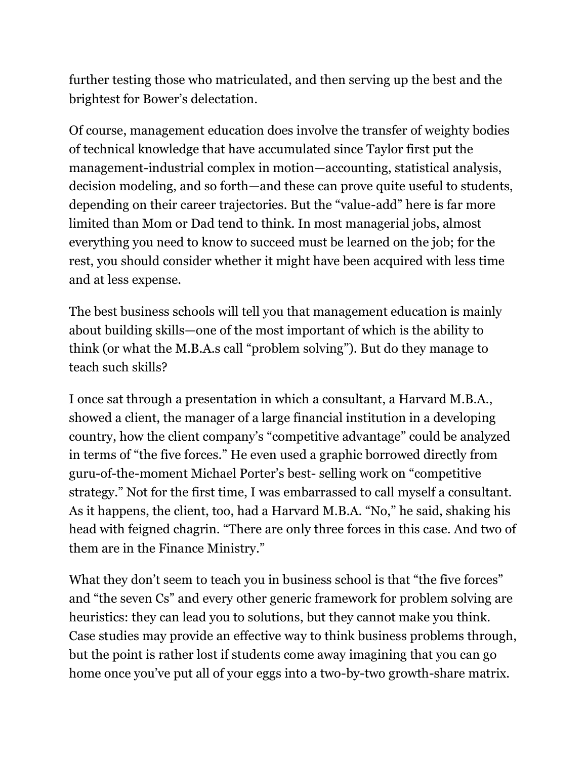further testing those who matriculated, and then serving up the best and the brightest for Bower's delectation.

Of course, management education does involve the transfer of weighty bodies of technical knowledge that have accumulated since Taylor first put the management-industrial complex in motion—accounting, statistical analysis, decision modeling, and so forth—and these can prove quite useful to students, depending on their career trajectories. But the "value-add" here is far more limited than Mom or Dad tend to think. In most managerial jobs, almost everything you need to know to succeed must be learned on the job; for the rest, you should consider whether it might have been acquired with less time and at less expense.

The best business schools will tell you that management education is mainly about building skills—one of the most important of which is the ability to think (or what the M.B.A.s call "problem solving"). But do they manage to teach such skills?

I once sat through a presentation in which a consultant, a Harvard M.B.A., showed a client, the manager of a large financial institution in a developing country, how the client company's "competitive advantage" could be analyzed in terms of "the five forces." He even used a graphic borrowed directly from guru-of-the-moment Michael Porter's best- selling work on "competitive strategy." Not for the first time, I was embarrassed to call myself a consultant. As it happens, the client, too, had a Harvard M.B.A. "No," he said, shaking his head with feigned chagrin. "There are only three forces in this case. And two of them are in the Finance Ministry."

What they don't seem to teach you in business school is that "the five forces" and "the seven Cs" and every other generic framework for problem solving are heuristics: they can lead you to solutions, but they cannot make you think. Case studies may provide an effective way to think business problems through, but the point is rather lost if students come away imagining that you can go home once you've put all of your eggs into a two-by-two growth-share matrix.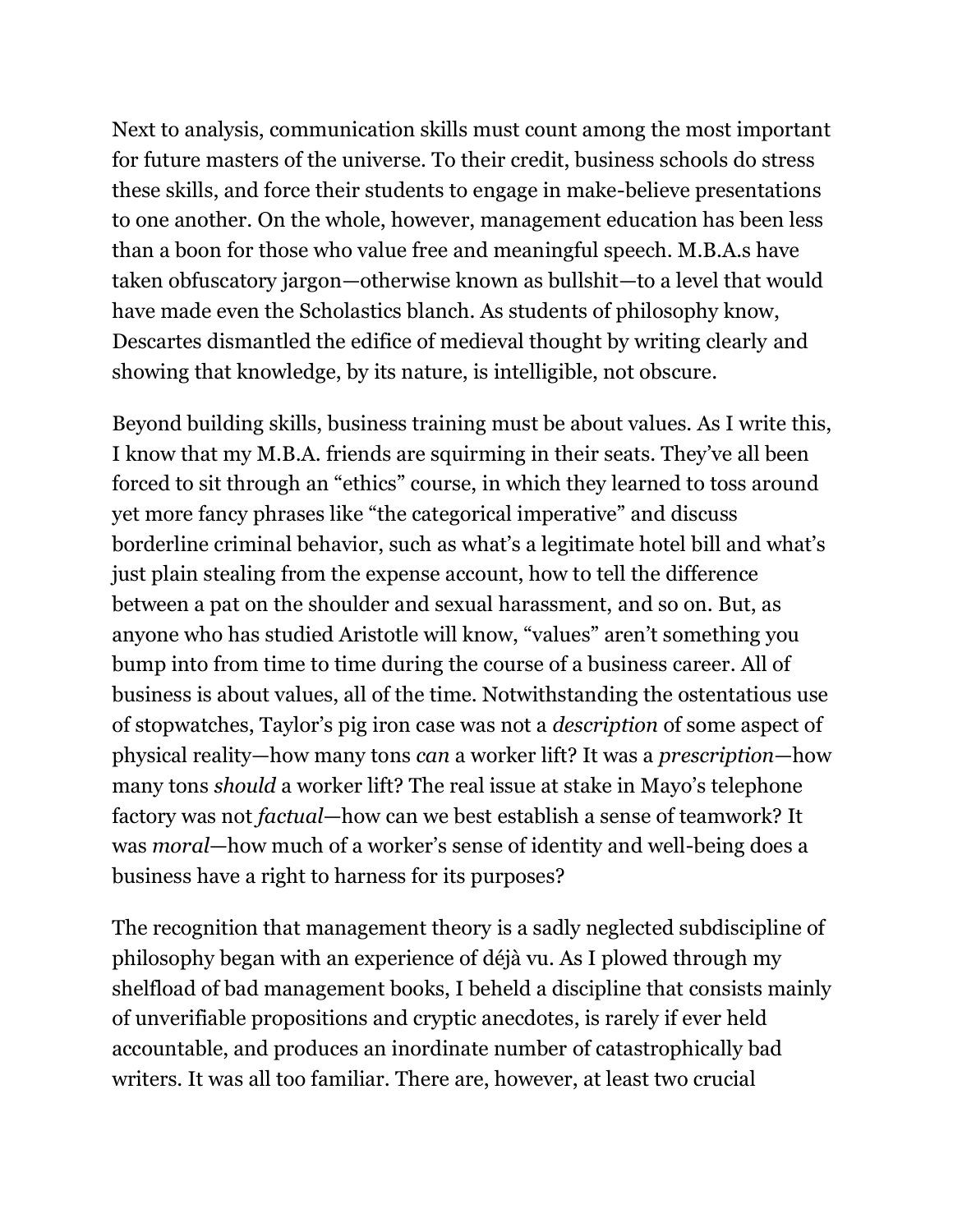Next to analysis, communication skills must count among the most important for future masters of the universe. To their credit, business schools do stress these skills, and force their students to engage in make-believe presentations to one another. On the whole, however, management education has been less than a boon for those who value free and meaningful speech. M.B.A.s have taken obfuscatory jargon—otherwise known as bullshit—to a level that would have made even the Scholastics blanch. As students of philosophy know, Descartes dismantled the edifice of medieval thought by writing clearly and showing that knowledge, by its nature, is intelligible, not obscure.

Beyond building skills, business training must be about values. As I write this, I know that my M.B.A. friends are squirming in their seats. They've all been forced to sit through an "ethics" course, in which they learned to toss around yet more fancy phrases like "the categorical imperative" and discuss borderline criminal behavior, such as what's a legitimate hotel bill and what's just plain stealing from the expense account, how to tell the difference between a pat on the shoulder and sexual harassment, and so on. But, as anyone who has studied Aristotle will know, "values" aren't something you bump into from time to time during the course of a business career. All of business is about values, all of the time. Notwithstanding the ostentatious use of stopwatches, Taylor's pig iron case was not a *description* of some aspect of physical reality—how many tons *can* a worker lift? It was a *prescription*—how many tons *should* a worker lift? The real issue at stake in Mayo's telephone factory was not *factual*—how can we best establish a sense of teamwork? It was *moral*—how much of a worker's sense of identity and well-being does a business have a right to harness for its purposes?

The recognition that management theory is a sadly neglected subdiscipline of philosophy began with an experience of déjà vu. As I plowed through my shelfload of bad management books, I beheld a discipline that consists mainly of unverifiable propositions and cryptic anecdotes, is rarely if ever held accountable, and produces an inordinate number of catastrophically bad writers. It was all too familiar. There are, however, at least two crucial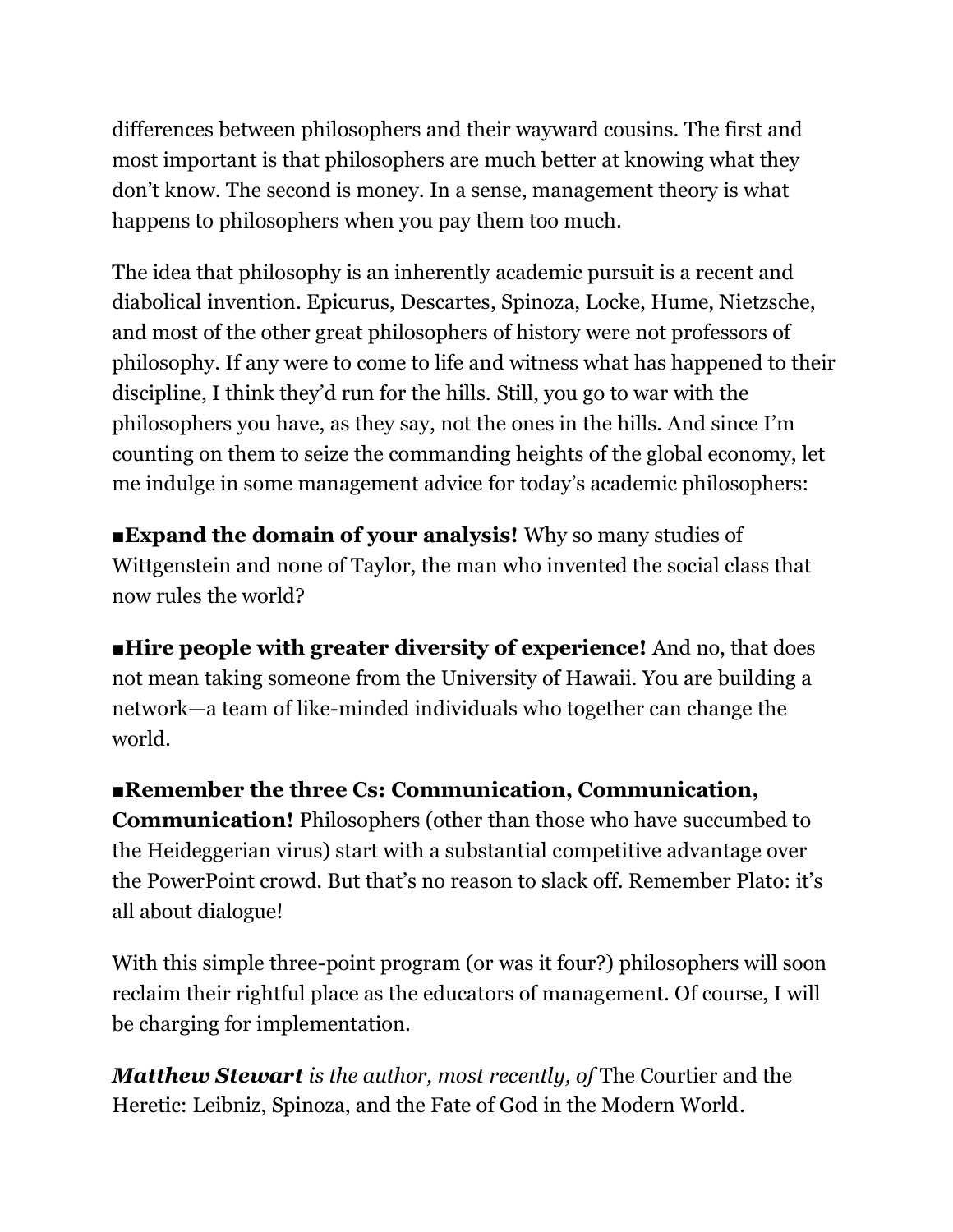differences between philosophers and their wayward cousins. The first and most important is that philosophers are much better at knowing what they don't know. The second is money. In a sense, management theory is what happens to philosophers when you pay them too much.

The idea that philosophy is an inherently academic pursuit is a recent and diabolical invention. Epicurus, Descartes, Spinoza, Locke, Hume, Nietzsche, and most of the other great philosophers of history were not professors of philosophy. If any were to come to life and witness what has happened to their discipline, I think they'd run for the hills. Still, you go to war with the philosophers you have, as they say, not the ones in the hills. And since I'm counting on them to seize the commanding heights of the global economy, let me indulge in some management advice for today's academic philosophers:

- **Expand the domain of your analysis!** Why so many studies of Wittgenstein and none of Taylor, the man who invented the social class that now rules the world?

- **Hire people with greater diversity of experience!** And no, that does not mean taking someone from the University of Hawaii. You are building a network—a team of like-minded individuals who together can change the world.

- **Remember the three Cs: Communication, Communication, Communication!** Philosophers (other than those who have succumbed to the Heideggerian virus) start with a substantial competitive advantage over the PowerPoint crowd. But that's no reason to slack off. Remember Plato: it's all about dialogue!

With this simple three-point program (or was it four?) philosophers will soon reclaim their rightful place as the educators of management. Of course, I will be charging for implementation.

***Matthew Stewart*** *is the author, most recently, of* The Courtier and the Heretic: Leibniz, Spinoza, and the Fate of God in the Modern World.